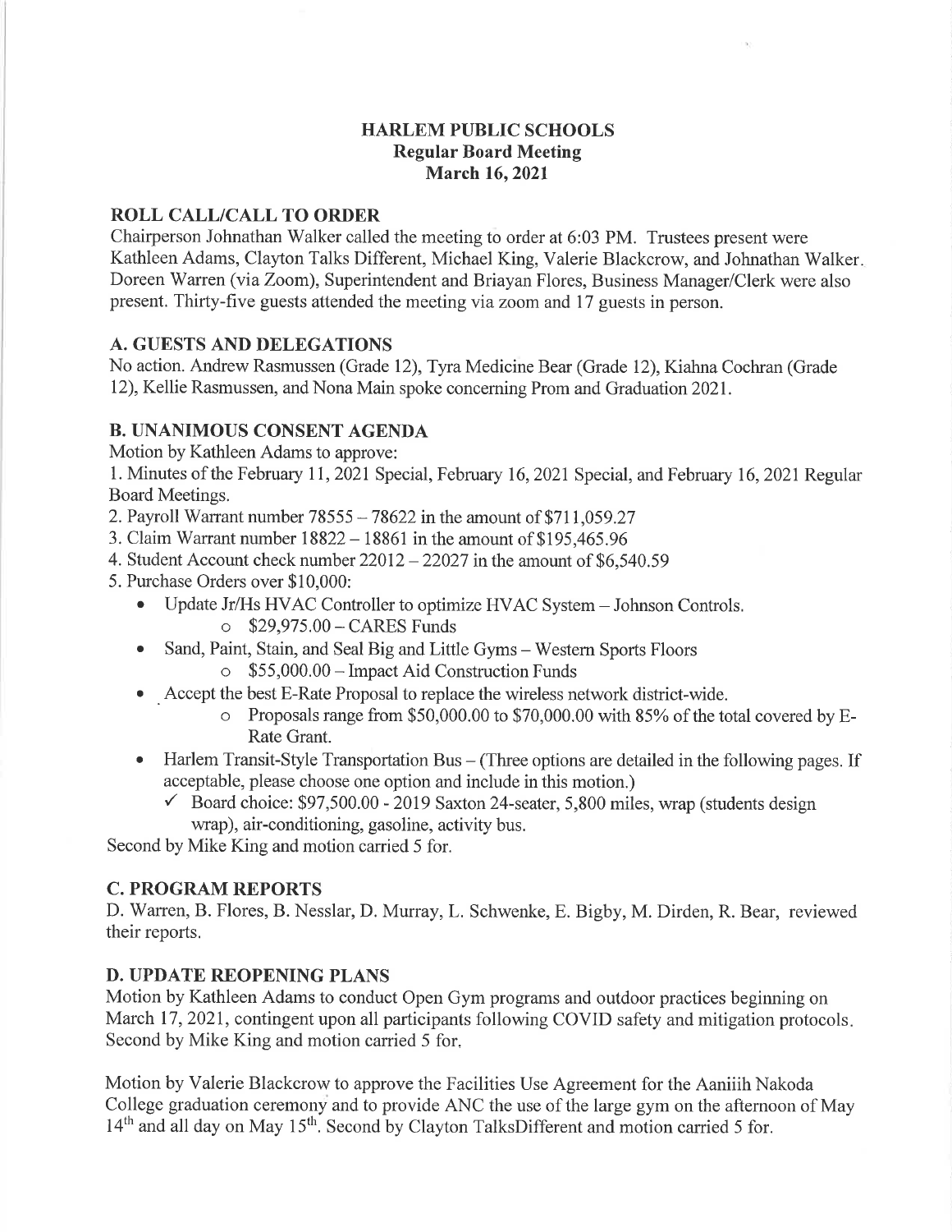# HARLEM PUBLIC SCHOOLS
## Regular Board Meeting
## March 16, 2021

### ROLL CALL/CALL TO ORDER

Chairperson Johnathan Walker called the meeting to order at 6:03 PM. Trustees present were Kathleen Adams, Clayton Talks Different, Michael King, Valerie Blackcrow, and Johnathan Walker. Doreen Warren (via Zoom), Superintendent and Briayan Flores, Business Manager/Clerk were also present. Thirty-five guests attended the meeting via zoom and 17 guests in person.

### A. GUESTS AND DELEGATIONS

No action. Andrew Rasmussen (Grade 12), Tyra Medicine Bear (Grade 12), Kiahna Cochran (Grade 12), Kellie Rasmussen, and Nona Main spoke concerning Prom and Graduation 2021.

### B. UNANIMOUS CONSENT AGENDA

Motion by Kathleen Adams to approve:

1. Minutes of the February 11, 2021 Special, February 16, 2021 Special, and February 16, 2021 Regular Board Meetings.
2. Payroll Warrant number 78555 – 78622 in the amount of $711,059.27
3. Claim Warrant number 18822 – 18861 in the amount of $195,465.96
4. Student Account check number 22012 – 22027 in the amount of $6,540.59
5. Purchase Orders over $10,000:
   - Update Jr/Hs HVAC Controller to optimize HVAC System – Johnson Controls.
     - $29,975.00 – CARES Funds
   - Sand, Paint, Stain, and Seal Big and Little Gyms – Western Sports Floors
     - $55,000.00 – Impact Aid Construction Funds
   - Accept the best E-Rate Proposal to replace the wireless network district-wide.
     - Proposals range from $50,000.00 to $70,000.00 with 85% of the total covered by E-Rate Grant.
   - Harlem Transit-Style Transportation Bus – (Three options are detailed in the following pages. If acceptable, please choose one option and include in this motion.)
     - ✓ Board choice: $97,500.00 - 2019 Saxton 24-seater, 5,800 miles, wrap (students design wrap), air-conditioning, gasoline, activity bus.

Second by Mike King and motion carried 5 for.

### C. PROGRAM REPORTS

D. Warren, B. Flores, B. Nesslar, D. Murray, L. Schwenke, E. Bigby, M. Dirden, R. Bear, reviewed their reports.

### D. UPDATE REOPENING PLANS

Motion by Kathleen Adams to conduct Open Gym programs and outdoor practices beginning on March 17, 2021, contingent upon all participants following COVID safety and mitigation protocols. Second by Mike King and motion carried 5 for.

Motion by Valerie Blackcrow to approve the Facilities Use Agreement for the Aaniiih Nakoda College graduation ceremony and to provide ANC the use of the large gym on the afternoon of May 14th and all day on May 15th. Second by Clayton TalksDifferent and motion carried 5 for.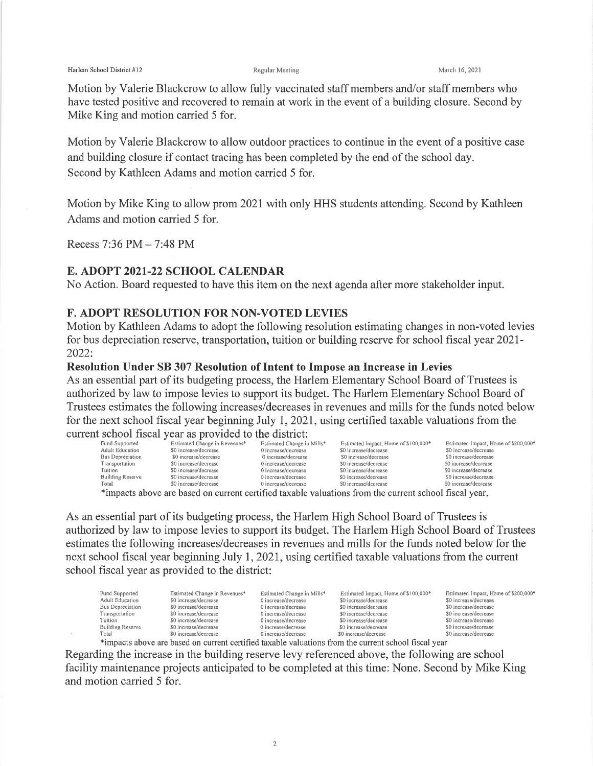Motion by Valerie Blackcrow to allow fully vaccinated staff members and/or staff members who have tested positive and recovered to remain at work in the event of a building closure. Second by Mike King and motion carried 5 for.

Motion by Valerie Blackcrow to allow outdoor practices to continue in the event of a positive case and building closure if contact tracing has been completed by the end of the school day. Second by Kathleen Adams and motion carried 5 for.

Motion by Mike King to allow prom 2021 with only HHS students attending. Second by Kathleen Adams and motion carried 5 for.

Recess 7:36 PM – 7:48 PM

## E. ADOPT 2021-22 SCHOOL CALENDAR

No Action. Board requested to have this item on the next agenda after more stakeholder input.

## F. ADOPT RESOLUTION FOR NON-VOTED LEVIES

Motion by Kathleen Adams to adopt the following resolution estimating changes in non-voted levies for bus depreciation reserve, transportation, tuition or building reserve for school fiscal year 2021-2022:

**Resolution Under SB 307 Resolution of Intent to Impose an Increase in Levies**

As an essential part of its budgeting process, the Harlem Elementary School Board of Trustees is authorized by law to impose levies to support its budget. The Harlem Elementary School Board of Trustees estimates the following increases/decreases in revenues and mills for the funds noted below for the next school fiscal year beginning July 1, 2021, using certified taxable valuations from the current school fiscal year as provided to the district:

| Fund Supported | Estimated Change in Revenues* | Estimated Change in Mills* | Estimated Impact, Home of $100,000* | Estimated Impact, Home of $200,000* |
|---|---|---|---|---|
| Adult Education | $0 increase/decrease | 0 increase/decrease | $0 increase/decrease | $0 increase/decrease |
| Bus Depreciation | $0 increase/decrease | 0 increase/decrease | $0 increase/decrease | $0 increase/decrease |
| Transportation | $0 increase/decrease | 0 increase/decrease | $0 increase/decrease | $0 increase/decrease |
| Tuition | $0 increase/decrease | 0 increase/decrease | $0 increase/decrease | $0 increase/decrease |
| Building Reserve | $0 increase/decrease | 0 increase/decrease | $0 increase/decrease | $0 increase/decrease |
| Total | $0 increase/decrease | 0 increase/decrease | $0 increase/decrease | $0 increase/decrease |

*impacts above are based on current certified taxable valuations from the current school fiscal year.

As an essential part of its budgeting process, the Harlem High School Board of Trustees is authorized by law to impose levies to support its budget. The Harlem High School Board of Trustees estimates the following increases/decreases in revenues and mills for the funds noted below for the next school fiscal year beginning July 1, 2021, using certified taxable valuations from the current school fiscal year as provided to the district:

| Fund Supported | Estimated Change in Revenues* | Estimated Change in Mills* | Estimated Impact, Home of $100,000* | Estimated Impact, Home of $200,000* |
|---|---|---|---|---|
| Adult Education | $0 increase/decrease | 0 increase/decrease | $0 increase/decrease | $0 increase/decrease |
| Bus Depreciation | $0 increase/decrease | 0 increase/decrease | $0 increase/decrease | $0 increase/decrease |
| Transportation | $0 increase/decrease | 0 increase/decrease | $0 increase/decrease | $0 increase/decrease |
| Tuition | $0 increase/decrease | 0 increase/decrease | $0 increase/decrease | $0 increase/decrease |
| Building Reserve | $0 increase/decrease | 0 increase/decrease | $0 increase/decrease | $0 increase/decrease |
| Total | $0 increase/decrease | 0 increase/decrease | $0 increase/decrease | $0 increase/decrease |

*impacts above are based on current certified taxable valuations from the current school fiscal year

Regarding the increase in the building reserve levy referenced above, the following are school facility maintenance projects anticipated to be completed at this time: None. Second by Mike King and motion carried 5 for.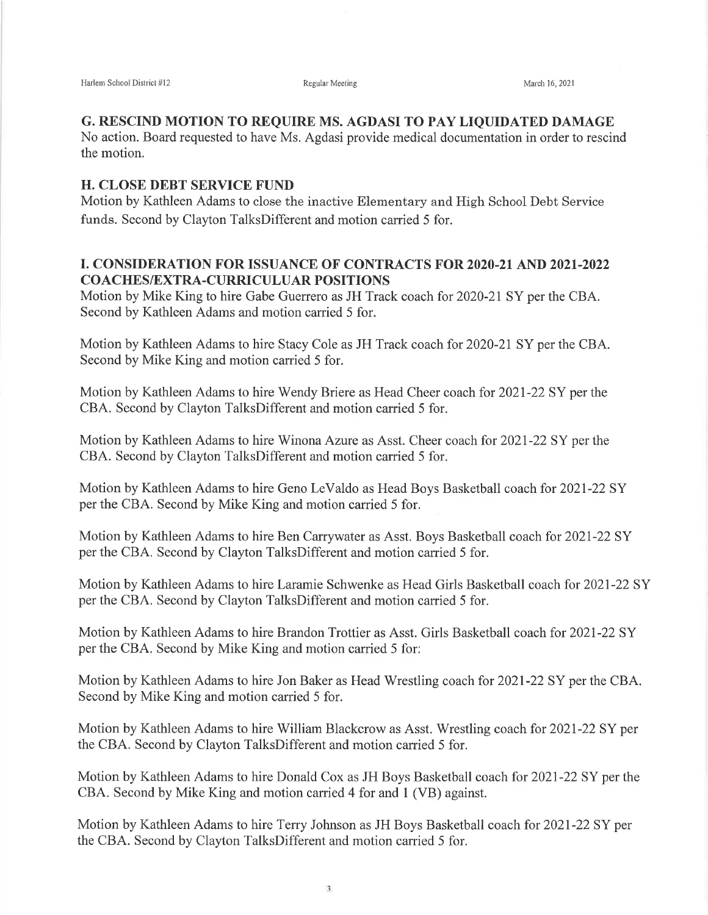### G. RESCIND MOTION TO REQUIRE MS. AGDASI TO PAY LIQUIDATED DAMAGE

No action. Board requested to have Ms. Agdasi provide medical documentation in order to rescind the motion.

### H. CLOSE DEBT SERVICE FUND

Motion by Kathleen Adams to close the inactive Elementary and High School Debt Service funds. Second by Clayton TalksDifferent and motion carried 5 for.

### I. CONSIDERATION FOR ISSUANCE OF CONTRACTS FOR 2020-21 AND 2021-2022 COACHES/EXTRA-CURRICULUAR POSITIONS

Motion by Mike King to hire Gabe Guerrero as JH Track coach for 2020-21 SY per the CBA. Second by Kathleen Adams and motion carried 5 for.

Motion by Kathleen Adams to hire Stacy Cole as JH Track coach for 2020-21 SY per the CBA. Second by Mike King and motion carried 5 for.

Motion by Kathleen Adams to hire Wendy Briere as Head Cheer coach for 2021-22 SY per the CBA. Second by Clayton TalksDifferent and motion carried 5 for.

Motion by Kathleen Adams to hire Winona Azure as Asst. Cheer coach for 2021-22 SY per the CBA. Second by Clayton TalksDifferent and motion carried 5 for.

Motion by Kathleen Adams to hire Geno LeValdo as Head Boys Basketball coach for 2021-22 SY per the CBA. Second by Mike King and motion carried 5 for.

Motion by Kathleen Adams to hire Ben Carrywater as Asst. Boys Basketball coach for 2021-22 SY per the CBA. Second by Clayton TalksDifferent and motion carried 5 for.

Motion by Kathleen Adams to hire Laramie Schwenke as Head Girls Basketball coach for 2021-22 SY per the CBA. Second by Clayton TalksDifferent and motion carried 5 for.

Motion by Kathleen Adams to hire Brandon Trottier as Asst. Girls Basketball coach for 2021-22 SY per the CBA. Second by Mike King and motion carried 5 for.

Motion by Kathleen Adams to hire Jon Baker as Head Wrestling coach for 2021-22 SY per the CBA. Second by Mike King and motion carried 5 for.

Motion by Kathleen Adams to hire William Blackcrow as Asst. Wrestling coach for 2021-22 SY per the CBA. Second by Clayton TalksDifferent and motion carried 5 for.

Motion by Kathleen Adams to hire Donald Cox as JH Boys Basketball coach for 2021-22 SY per the CBA. Second by Mike King and motion carried 4 for and 1 (VB) against.

Motion by Kathleen Adams to hire Terry Johnson as JH Boys Basketball coach for 2021-22 SY per the CBA. Second by Clayton TalksDifferent and motion carried 5 for.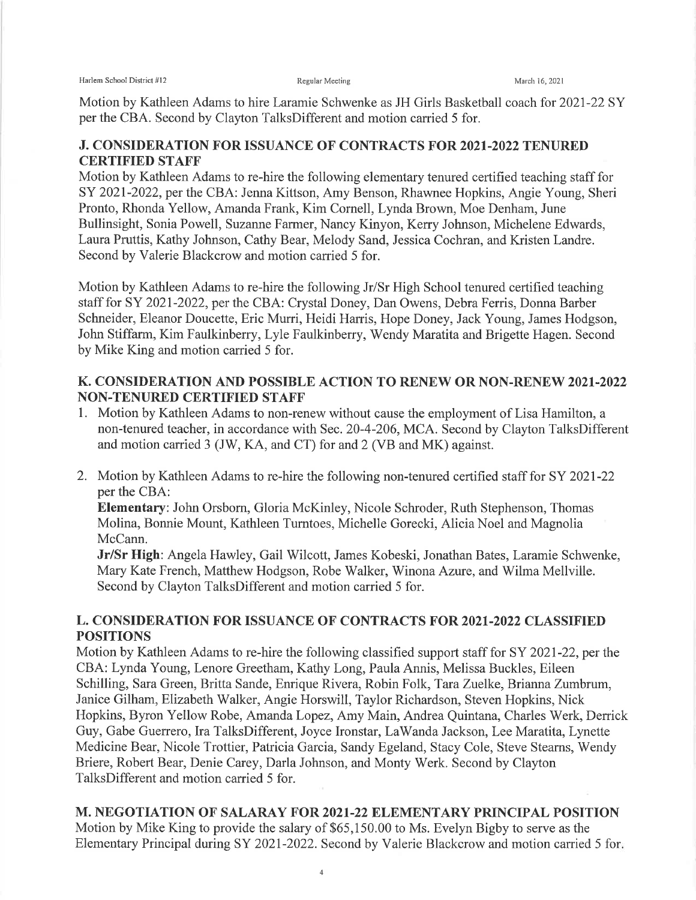Motion by Kathleen Adams to hire Laramie Schwenke as JH Girls Basketball coach for 2021-22 SY per the CBA. Second by Clayton TalksDifferent and motion carried 5 for.

## J. CONSIDERATION FOR ISSUANCE OF CONTRACTS FOR 2021-2022 TENURED CERTIFIED STAFF

Motion by Kathleen Adams to re-hire the following elementary tenured certified teaching staff for SY 2021-2022, per the CBA: Jenna Kittson, Amy Benson, Rhawnee Hopkins, Angie Young, Sheri Pronto, Rhonda Yellow, Amanda Frank, Kim Cornell, Lynda Brown, Moe Denham, June Bullinsight, Sonia Powell, Suzanne Farmer, Nancy Kinyon, Kerry Johnson, Michelene Edwards, Laura Pruttis, Kathy Johnson, Cathy Bear, Melody Sand, Jessica Cochran, and Kristen Landre. Second by Valerie Blackcrow and motion carried 5 for.

Motion by Kathleen Adams to re-hire the following Jr/Sr High School tenured certified teaching staff for SY 2021-2022, per the CBA: Crystal Doney, Dan Owens, Debra Ferris, Donna Barber Schneider, Eleanor Doucette, Eric Murri, Heidi Harris, Hope Doney, Jack Young, James Hodgson, John Stiffarm, Kim Faulkinberry, Lyle Faulkinberry, Wendy Maratita and Brigette Hagen. Second by Mike King and motion carried 5 for.

## K. CONSIDERATION AND POSSIBLE ACTION TO RENEW OR NON-RENEW 2021-2022 NON-TENURED CERTIFIED STAFF

1. Motion by Kathleen Adams to non-renew without cause the employment of Lisa Hamilton, a non-tenured teacher, in accordance with Sec. 20-4-206, MCA. Second by Clayton TalksDifferent and motion carried 3 (JW, KA, and CT) for and 2 (VB and MK) against.

2. Motion by Kathleen Adams to re-hire the following non-tenured certified staff for SY 2021-22 per the CBA:
   **Elementary**: John Orsborn, Gloria McKinley, Nicole Schroder, Ruth Stephenson, Thomas Molina, Bonnie Mount, Kathleen Turntoes, Michelle Gorecki, Alicia Noel and Magnolia McCann.
   **Jr/Sr High**: Angela Hawley, Gail Wilcott, James Kobeski, Jonathan Bates, Laramie Schwenke, Mary Kate French, Matthew Hodgson, Robe Walker, Winona Azure, and Wilma Mellville.
   Second by Clayton TalksDifferent and motion carried 5 for.

## L. CONSIDERATION FOR ISSUANCE OF CONTRACTS FOR 2021-2022 CLASSIFIED POSITIONS

Motion by Kathleen Adams to re-hire the following classified support staff for SY 2021-22, per the CBA: Lynda Young, Lenore Greetham, Kathy Long, Paula Annis, Melissa Buckles, Eileen Schilling, Sara Green, Britta Sande, Enrique Rivera, Robin Folk, Tara Zuelke, Brianna Zumbrum, Janice Gilham, Elizabeth Walker, Angie Horswill, Taylor Richardson, Steven Hopkins, Nick Hopkins, Byron Yellow Robe, Amanda Lopez, Amy Main, Andrea Quintana, Charles Werk, Derrick Guy, Gabe Guerrero, Ira TalksDifferent, Joyce Ironstar, LaWanda Jackson, Lee Maratita, Lynette Medicine Bear, Nicole Trottier, Patricia Garcia, Sandy Egeland, Stacy Cole, Steve Stearns, Wendy Briere, Robert Bear, Denie Carey, Darla Johnson, and Monty Werk. Second by Clayton TalksDifferent and motion carried 5 for.

## M. NEGOTIATION OF SALARAY FOR 2021-22 ELEMENTARY PRINCIPAL POSITION

Motion by Mike King to provide the salary of $65,150.00 to Ms. Evelyn Bigby to serve as the Elementary Principal during SY 2021-2022. Second by Valerie Blackcrow and motion carried 5 for.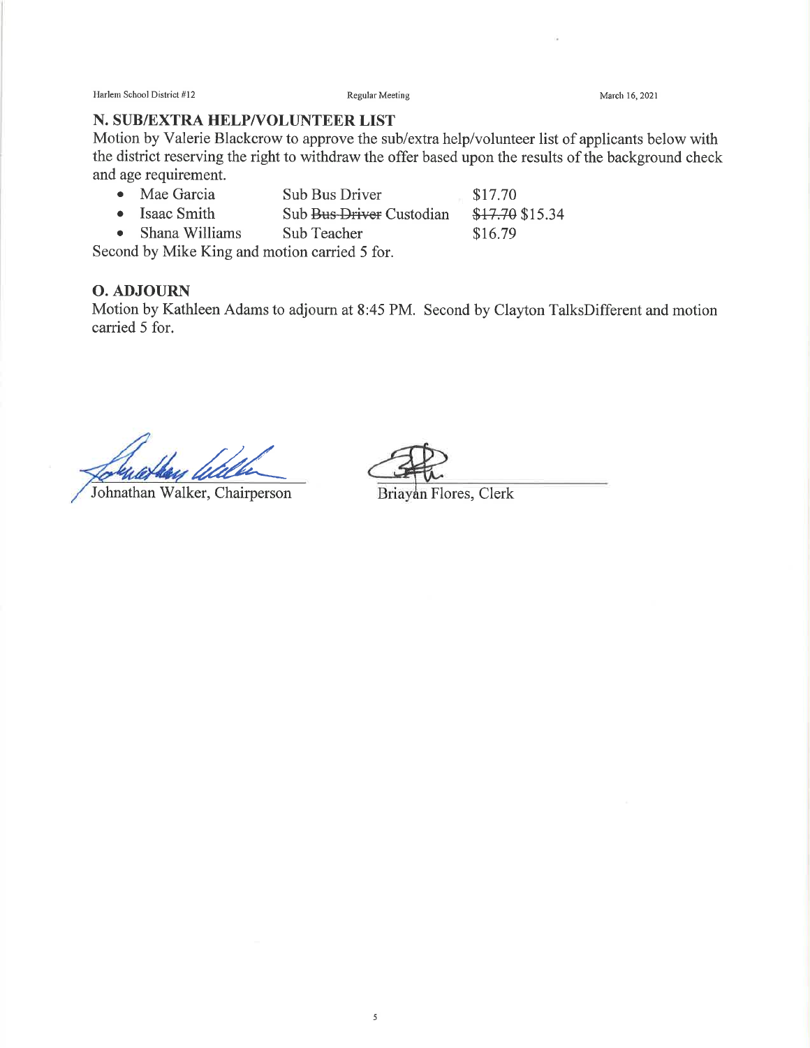## N. SUB/EXTRA HELP/VOLUNTEER LIST

Motion by Valerie Blackcrow to approve the sub/extra help/volunteer list of applicants below with the district reserving the right to withdraw the offer based upon the results of the background check and age requirement.

- Mae Garcia — Sub Bus Driver — $17.70
- Isaac Smith — Sub ~~Bus Driver~~ Custodian — ~~$17.70~~ $15.34
- Shana Williams — Sub Teacher — $16.79

Second by Mike King and motion carried 5 for.

## O. ADJOURN

Motion by Kathleen Adams to adjourn at 8:45 PM. Second by Clayton TalksDifferent and motion carried 5 for.

Johnathan Walker, Chairperson

Briayan Flores, Clerk